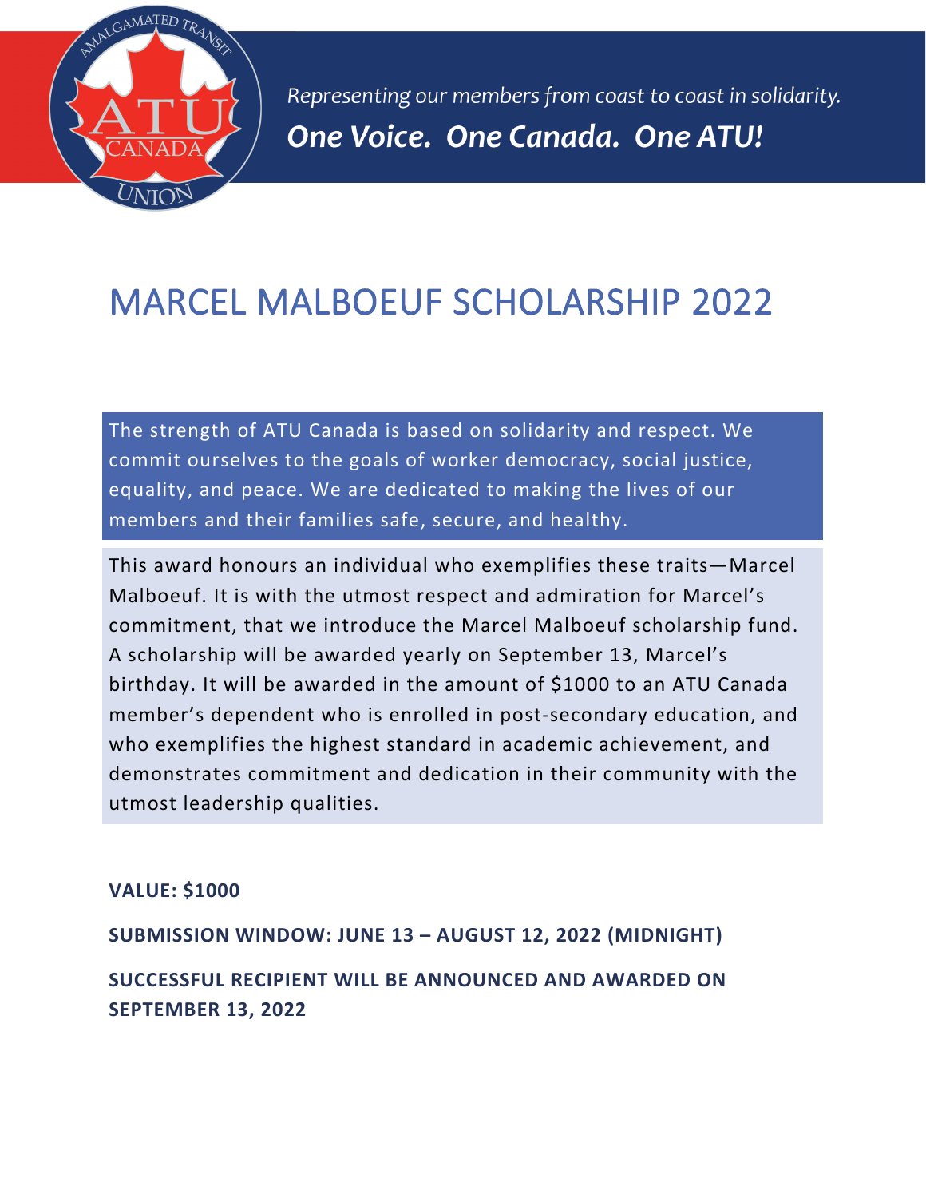*Representing our members from coast to coast in solidarity.*

***One Voice. One Canada. One ATU!***

# MARCEL MALBOEUF SCHOLARSHIP 2022

The strength of ATU Canada is based on solidarity and respect. We commit ourselves to the goals of worker democracy, social justice, equality, and peace. We are dedicated to making the lives of our members and their families safe, secure, and healthy.

This award honours an individual who exemplifies these traits—Marcel Malboeuf. It is with the utmost respect and admiration for Marcel's commitment, that we introduce the Marcel Malboeuf scholarship fund. A scholarship will be awarded yearly on September 13, Marcel's birthday. It will be awarded in the amount of $1000 to an ATU Canada member's dependent who is enrolled in post-secondary education, and who exemplifies the highest standard in academic achievement, and demonstrates commitment and dedication in their community with the utmost leadership qualities.

**VALUE: $1000**

**SUBMISSION WINDOW: JUNE 13 – AUGUST 12, 2022 (MIDNIGHT)**

**SUCCESSFUL RECIPIENT WILL BE ANNOUNCED AND AWARDED ON SEPTEMBER 13, 2022**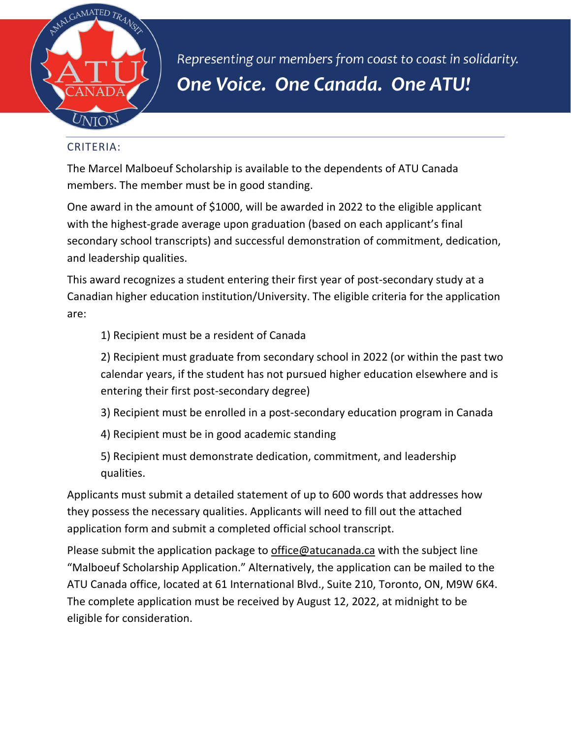Representing our members from coast to coast in solidarity.

***One Voice. One Canada. One ATU!***

## CRITERIA:

The Marcel Malboeuf Scholarship is available to the dependents of ATU Canada members. The member must be in good standing.

One award in the amount of $1000, will be awarded in 2022 to the eligible applicant with the highest-grade average upon graduation (based on each applicant's final secondary school transcripts) and successful demonstration of commitment, dedication, and leadership qualities.

This award recognizes a student entering their first year of post-secondary study at a Canadian higher education institution/University. The eligible criteria for the application are:

1) Recipient must be a resident of Canada
2) Recipient must graduate from secondary school in 2022 (or within the past two calendar years, if the student has not pursued higher education elsewhere and is entering their first post-secondary degree)
3) Recipient must be enrolled in a post-secondary education program in Canada
4) Recipient must be in good academic standing
5) Recipient must demonstrate dedication, commitment, and leadership qualities.

Applicants must submit a detailed statement of up to 600 words that addresses how they possess the necessary qualities. Applicants will need to fill out the attached application form and submit a completed official school transcript.

Please submit the application package to office@atucanada.ca with the subject line "Malboeuf Scholarship Application." Alternatively, the application can be mailed to the ATU Canada office, located at 61 International Blvd., Suite 210, Toronto, ON, M9W 6K4. The complete application must be received by August 12, 2022, at midnight to be eligible for consideration.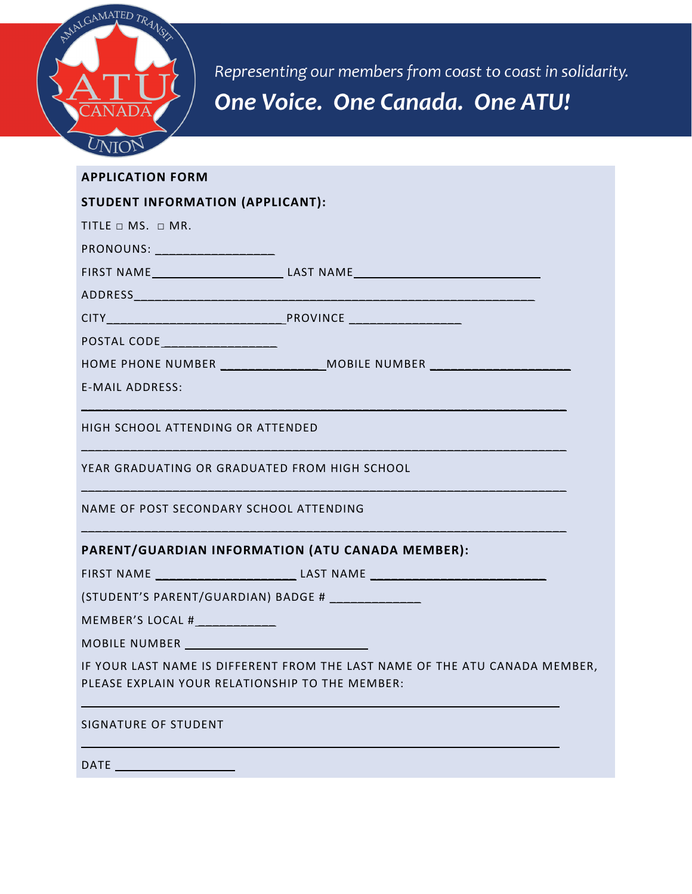*Representing our members from coast to coast in solidarity.*

***One Voice. One Canada. One ATU!***

**APPLICATION FORM**

**STUDENT INFORMATION (APPLICANT):**

TITLE □ MS. □ MR.

PRONOUNS: ________________

FIRST NAME____________________ LAST NAME____________________________

ADDRESS____________________________________________________________

CITY__________________________PROVINCE ________________

POSTAL CODE________________

HOME PHONE NUMBER _______________MOBILE NUMBER ____________________

E-MAIL ADDRESS:

__________________________________________________________________

HIGH SCHOOL ATTENDING OR ATTENDED

__________________________________________________________________

YEAR GRADUATING OR GRADUATED FROM HIGH SCHOOL

__________________________________________________________________

NAME OF POST SECONDARY SCHOOL ATTENDING

__________________________________________________________________

**PARENT/GUARDIAN INFORMATION (ATU CANADA MEMBER):**

FIRST NAME ____________________ LAST NAME _________________________

(STUDENT'S PARENT/GUARDIAN) BADGE # _____________

MEMBER'S LOCAL #___________

MOBILE NUMBER ___________________________

IF YOUR LAST NAME IS DIFFERENT FROM THE LAST NAME OF THE ATU CANADA MEMBER, PLEASE EXPLAIN YOUR RELATIONSHIP TO THE MEMBER:

__________________________________________________________________

SIGNATURE OF STUDENT

__________________________________________________________________

DATE __________________